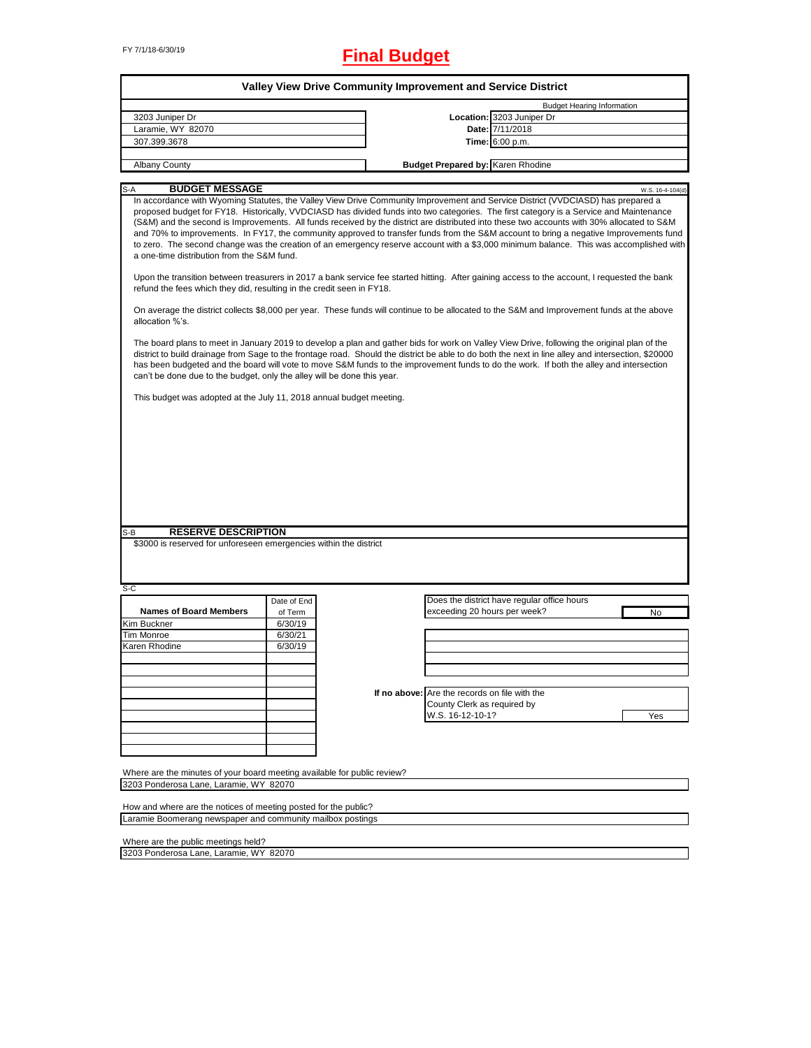FY 7/1/18-6/30/19

# Final Budget

## Valley View Drive Community Improvement and Service District

| | | |
|---|---|---|
| 3203 Juniper Dr | | Budget Hearing Information |
| Laramie, WY 82070 | **Location:** | 3203 Juniper Dr |
| 307.399.3678 | **Date:** | 7/11/2018 |
| | **Time:** | 6:00 p.m. |
| Albany County | **Budget Prepared by:** | Karen Rhodine |

### S-A BUDGET MESSAGE

W.S. 16-4-104(d)

In accordance with Wyoming Statutes, the Valley View Drive Community Improvement and Service District (VVDCIASD) has prepared a proposed budget for FY18. Historically, VVDCIASD has divided funds into two categories. The first category is a Service and Maintenance (S&M) and the second is Improvements. All funds received by the district are distributed into these two accounts with 30% allocated to S&M and 70% to improvements. In FY17, the community approved to transfer funds from the S&M account to bring a negative Improvements fund to zero. The second change was the creation of an emergency reserve account with a $3,000 minimum balance. This was accomplished with a one-time distribution from the S&M fund.

Upon the transition between treasurers in 2017 a bank service fee started hitting. After gaining access to the account, I requested the bank refund the fees which they did, resulting in the credit seen in FY18.

On average the district collects $8,000 per year. These funds will continue to be allocated to the S&M and Improvement funds at the above allocation %'s.

The board plans to meet in January 2019 to develop a plan and gather bids for work on Valley View Drive, following the original plan of the district to build drainage from Sage to the frontage road. Should the district be able to do both the next in line alley and intersection, $20000 has been budgeted and the board will vote to move S&M funds to the improvement funds to do the work. If both the alley and intersection can't be done due to the budget, only the alley will be done this year.

This budget was adopted at the July 11, 2018 annual budget meeting.

### S-B RESERVE DESCRIPTION

$3000 is reserved for unforeseen emergencies within the district

### S-C

| Names of Board Members | Date of End of Term |
|---|---|
| Kim Buckner | 6/30/19 |
| Tim Monroe | 6/30/21 |
| Karen Rhodine | 6/30/19 |

Does the district have regular office hours exceeding 20 hours per week? **No**

If no above: Are the records on file with the County Clerk as required by W.S. 16-12-10-1? **Yes**

Where are the minutes of your board meeting available for public review?
3203 Ponderosa Lane, Laramie, WY 82070

How and where are the notices of meeting posted for the public?
Laramie Boomerang newspaper and community mailbox postings

Where are the public meetings held?
3203 Ponderosa Lane, Laramie, WY 82070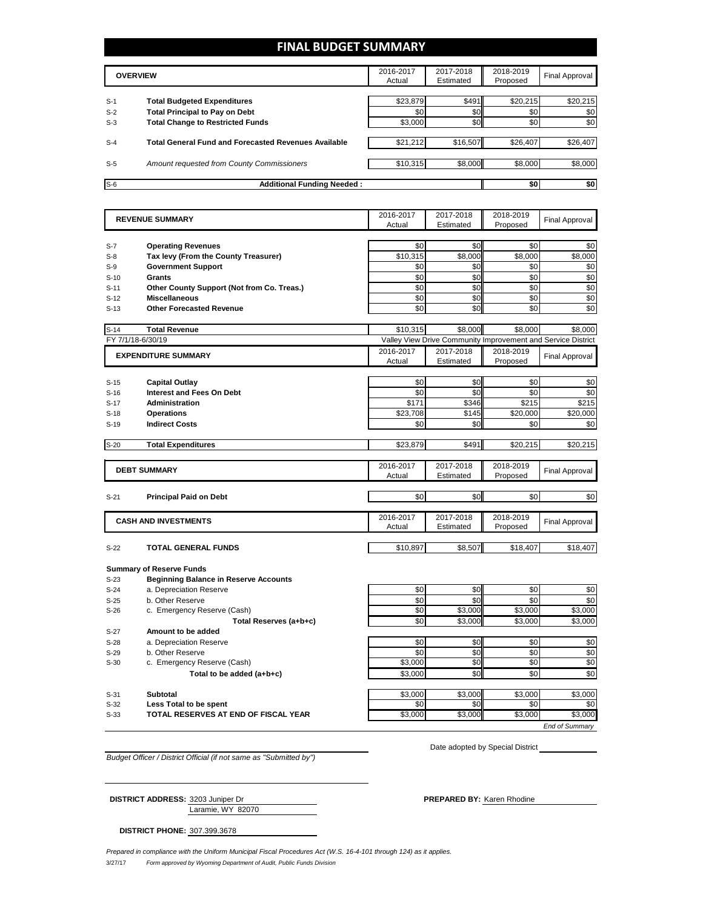# FINAL BUDGET SUMMARY

| | OVERVIEW | 2016-2017 Actual | 2017-2018 Estimated | 2018-2019 Proposed | Final Approval |
|---|---|---|---|---|---|
| S-1 | **Total Budgeted Expenditures** | $23,879 | $491 | $20,215 | $20,215 |
| S-2 | **Total Principal to Pay on Debt** | $0 | $0 | $0 | $0 |
| S-3 | **Total Change to Restricted Funds** | $3,000 | $0 | $0 | $0 |
| S-4 | **Total General Fund and Forecasted Revenues Available** | $21,212 | $16,507 | $26,407 | $26,407 |
| S-5 | *Amount requested from County Commissioners* | $10,315 | $8,000 | $8,000 | $8,000 |
| S-6 | **Additional Funding Needed :** | | | $0 | $0 |

| | REVENUE SUMMARY | 2016-2017 Actual | 2017-2018 Estimated | 2018-2019 Proposed | Final Approval |
|---|---|---|---|---|---|
| S-7 | **Operating Revenues** | $0 | $0 | $0 | $0 |
| S-8 | **Tax levy (From the County Treasurer)** | $10,315 | $8,000 | $8,000 | $8,000 |
| S-9 | **Government Support** | $0 | $0 | $0 | $0 |
| S-10 | **Grants** | $0 | $0 | $0 | $0 |
| S-11 | **Other County Support (Not from Co. Treas.)** | $0 | $0 | $0 | $0 |
| S-12 | **Miscellaneous** | $0 | $0 | $0 | $0 |
| S-13 | **Other Forecasted Revenue** | $0 | $0 | $0 | $0 |
| S-14 | **Total Revenue** | $10,315 | $8,000 | $8,000 | $8,000 |

FY 7/1/18-6/30/19 — Valley View Drive Community Improvement and Service District

| | EXPENDITURE SUMMARY | 2016-2017 Actual | 2017-2018 Estimated | 2018-2019 Proposed | Final Approval |
|---|---|---|---|---|---|
| S-15 | **Capital Outlay** | $0 | $0 | $0 | $0 |
| S-16 | **Interest and Fees On Debt** | $0 | $0 | $0 | $0 |
| S-17 | **Administration** | $171 | $346 | $215 | $215 |
| S-18 | **Operations** | $23,708 | $145 | $20,000 | $20,000 |
| S-19 | **Indirect Costs** | $0 | $0 | $0 | $0 |
| S-20 | **Total Expenditures** | $23,879 | $491 | $20,215 | $20,215 |

| | DEBT SUMMARY | 2016-2017 Actual | 2017-2018 Estimated | 2018-2019 Proposed | Final Approval |
|---|---|---|---|---|---|
| S-21 | **Principal Paid on Debt** | $0 | $0 | $0 | $0 |

| | CASH AND INVESTMENTS | 2016-2017 Actual | 2017-2018 Estimated | 2018-2019 Proposed | Final Approval |
|---|---|---|---|---|---|
| S-22 | **TOTAL GENERAL FUNDS** | $10,897 | $8,507 | $18,407 | $18,407 |

**Summary of Reserve Funds**

| | | 2016-2017 Actual | 2017-2018 Estimated | 2018-2019 Proposed | Final Approval |
|---|---|---|---|---|---|
| S-23 | **Beginning Balance in Reserve Accounts** | | | | |
| S-24 | a. Depreciation Reserve | $0 | $0 | $0 | $0 |
| S-25 | b. Other Reserve | $0 | $0 | $0 | $0 |
| S-26 | c. Emergency Reserve (Cash) | $0 | $3,000 | $3,000 | $3,000 |
| | **Total Reserves (a+b+c)** | $0 | $3,000 | $3,000 | $3,000 |
| S-27 | **Amount to be added** | | | | |
| S-28 | a. Depreciation Reserve | $0 | $0 | $0 | $0 |
| S-29 | b. Other Reserve | $0 | $0 | $0 | $0 |
| S-30 | c. Emergency Reserve (Cash) | $3,000 | $0 | $0 | $0 |
| | **Total to be added (a+b+c)** | $3,000 | $0 | $0 | $0 |
| S-31 | **Subtotal** | $3,000 | $3,000 | $3,000 | $3,000 |
| S-32 | **Less Total to be spent** | $0 | $0 | $0 | $0 |
| S-33 | **TOTAL RESERVES AT END OF FISCAL YEAR** | $3,000 | $3,000 | $3,000 | $3,000 |

*End of Summary*

*Budget Officer / District Official (if not same as "Submitted by")*

Date adopted by Special District

**DISTRICT ADDRESS:** 3203 Juniper Dr
Laramie, WY 82070

**PREPARED BY:** Karen Rhodine

**DISTRICT PHONE:** 307.399.3678

*Prepared in compliance with the Uniform Municipal Fiscal Procedures Act (W.S. 16-4-101 through 124) as it applies.*

3/27/17 *Form approved by Wyoming Department of Audit, Public Funds Division*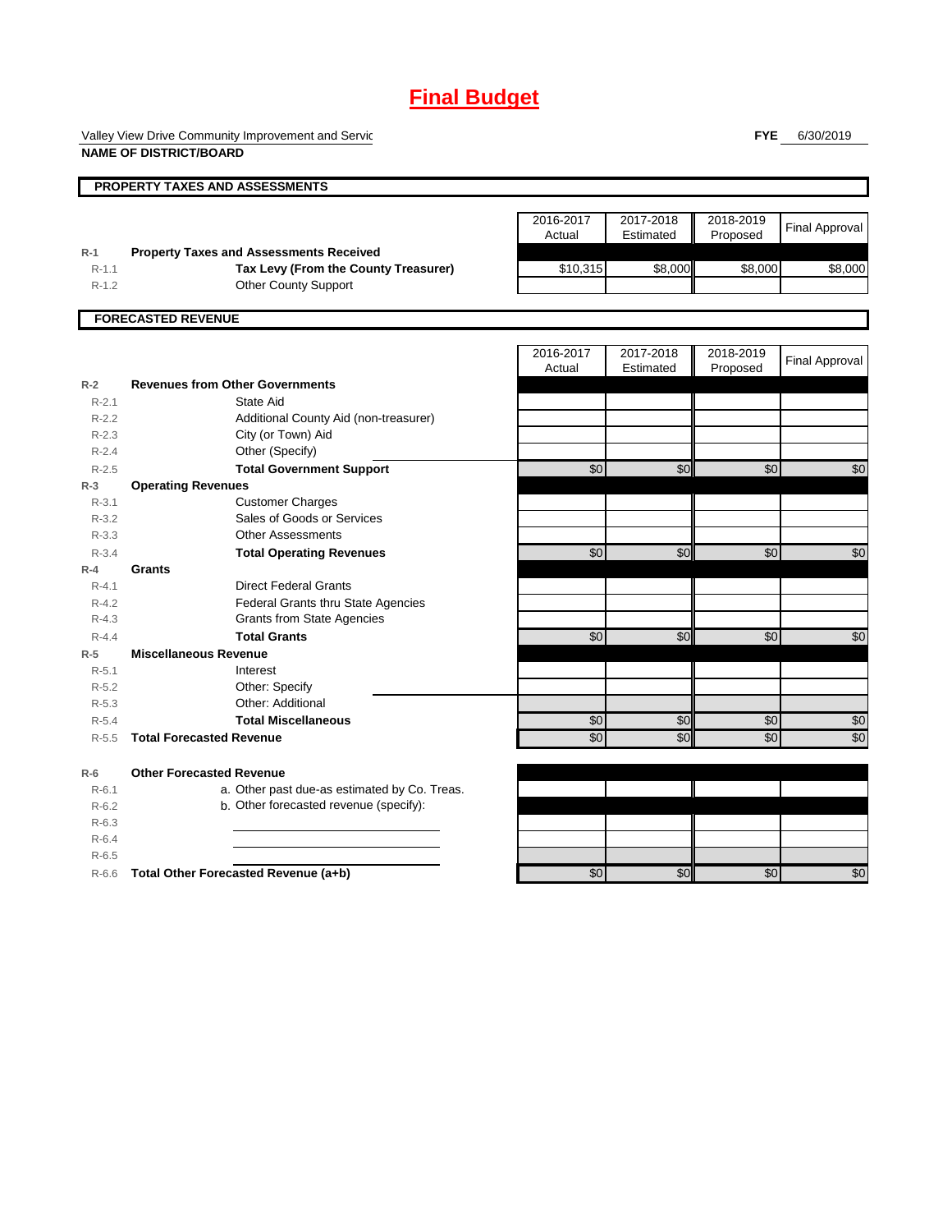# Final Budget

Valley View Drive Community Improvement and Servic
**NAME OF DISTRICT/BOARD**

**FYE** 6/30/2019

## PROPERTY TAXES AND ASSESSMENTS

| | | 2016-2017 Actual | 2017-2018 Estimated | 2018-2019 Proposed | Final Approval |
|---|---|---|---|---|---|
| R-1 | **Property Taxes and Assessments Received** | | | | |
| R-1.1 | **Tax Levy (From the County Treasurer)** | $10,315 | $8,000 | $8,000 | $8,000 |
| R-1.2 | Other County Support | | | | |

## FORECASTED REVENUE

| | | 2016-2017 Actual | 2017-2018 Estimated | 2018-2019 Proposed | Final Approval |
|---|---|---|---|---|---|
| R-2 | **Revenues from Other Governments** | | | | |
| R-2.1 | State Aid | | | | |
| R-2.2 | Additional County Aid (non-treasurer) | | | | |
| R-2.3 | City (or Town) Aid | | | | |
| R-2.4 | Other (Specify) | | | | |
| R-2.5 | **Total Government Support** | $0 | $0 | $0 | $0 |
| R-3 | **Operating Revenues** | | | | |
| R-3.1 | Customer Charges | | | | |
| R-3.2 | Sales of Goods or Services | | | | |
| R-3.3 | Other Assessments | | | | |
| R-3.4 | **Total Operating Revenues** | $0 | $0 | $0 | $0 |
| R-4 | **Grants** | | | | |
| R-4.1 | Direct Federal Grants | | | | |
| R-4.2 | Federal Grants thru State Agencies | | | | |
| R-4.3 | Grants from State Agencies | | | | |
| R-4.4 | **Total Grants** | $0 | $0 | $0 | $0 |
| R-5 | **Miscellaneous Revenue** | | | | |
| R-5.1 | Interest | | | | |
| R-5.2 | Other: Specify | | | | |
| R-5.3 | Other: Additional | | | | |
| R-5.4 | **Total Miscellaneous** | $0 | $0 | $0 | $0 |
| R-5.5 | **Total Forecasted Revenue** | $0 | $0 | $0 | $0 |
| R-6 | **Other Forecasted Revenue** | | | | |
| R-6.1 | a. Other past due-as estimated by Co. Treas. | | | | |
| R-6.2 | b. Other forecasted revenue (specify): | | | | |
| R-6.3 | | | | | |
| R-6.4 | | | | | |
| R-6.5 | | | | | |
| R-6.6 | **Total Other Forecasted Revenue (a+b)** | $0 | $0 | $0 | $0 |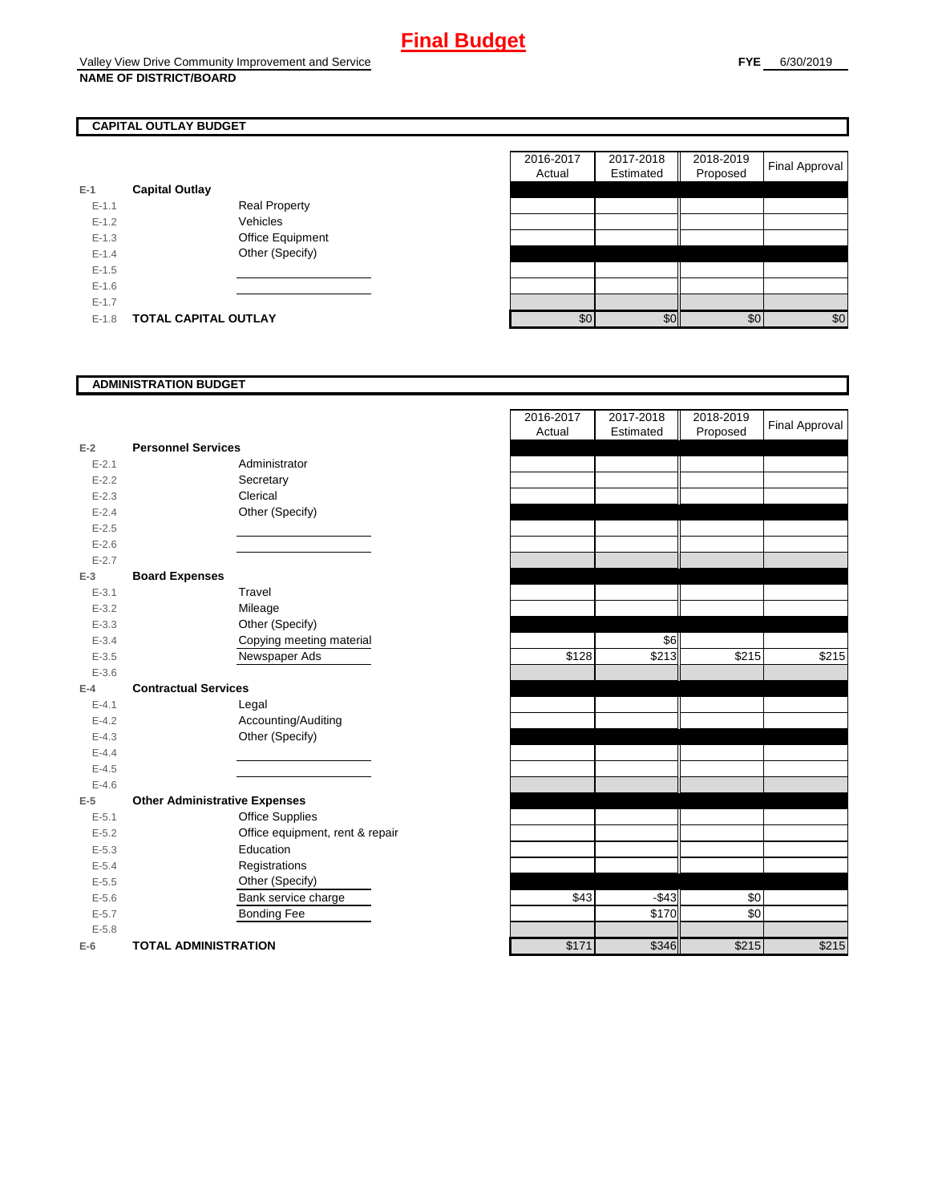# Final Budget

Valley View Drive Community Improvement and Service
**NAME OF DISTRICT/BOARD**

**FYE** 6/30/2019

## CAPITAL OUTLAY BUDGET

| | | | 2016-2017 Actual | 2017-2018 Estimated | 2018-2019 Proposed | Final Approval |
|---|---|---|---|---|---|---|
| E-1 | **Capital Outlay** | | | | | |
| E-1.1 | | Real Property | | | | |
| E-1.2 | | Vehicles | | | | |
| E-1.3 | | Office Equipment | | | | |
| E-1.4 | | Other (Specify) | | | | |
| E-1.5 | | | | | | |
| E-1.6 | | | | | | |
| E-1.7 | | | | | | |
| E-1.8 | **TOTAL CAPITAL OUTLAY** | | $0 | $0 | $0 | $0 |

## ADMINISTRATION BUDGET

| | | | 2016-2017 Actual | 2017-2018 Estimated | 2018-2019 Proposed | Final Approval |
|---|---|---|---|---|---|---|
| E-2 | **Personnel Services** | | | | | |
| E-2.1 | | Administrator | | | | |
| E-2.2 | | Secretary | | | | |
| E-2.3 | | Clerical | | | | |
| E-2.4 | | Other (Specify) | | | | |
| E-2.5 | | | | | | |
| E-2.6 | | | | | | |
| E-2.7 | | | | | | |
| E-3 | **Board Expenses** | | | | | |
| E-3.1 | | Travel | | | | |
| E-3.2 | | Mileage | | | | |
| E-3.3 | | Other (Specify) | | | | |
| E-3.4 | | Copying meeting material | | $6 | | |
| E-3.5 | | Newspaper Ads | $128 | $213 | $215 | $215 |
| E-3.6 | | | | | | |
| E-4 | **Contractual Services** | | | | | |
| E-4.1 | | Legal | | | | |
| E-4.2 | | Accounting/Auditing | | | | |
| E-4.3 | | Other (Specify) | | | | |
| E-4.4 | | | | | | |
| E-4.5 | | | | | | |
| E-4.6 | | | | | | |
| E-5 | **Other Administrative Expenses** | | | | | |
| E-5.1 | | Office Supplies | | | | |
| E-5.2 | | Office equipment, rent & repair | | | | |
| E-5.3 | | Education | | | | |
| E-5.4 | | Registrations | | | | |
| E-5.5 | | Other (Specify) | | | | |
| E-5.6 | | Bank service charge | $43 | -$43 | $0 | |
| E-5.7 | | Bonding Fee | | $170 | $0 | |
| E-5.8 | | | | | | |
| E-6 | **TOTAL ADMINISTRATION** | | $171 | $346 | $215 | $215 |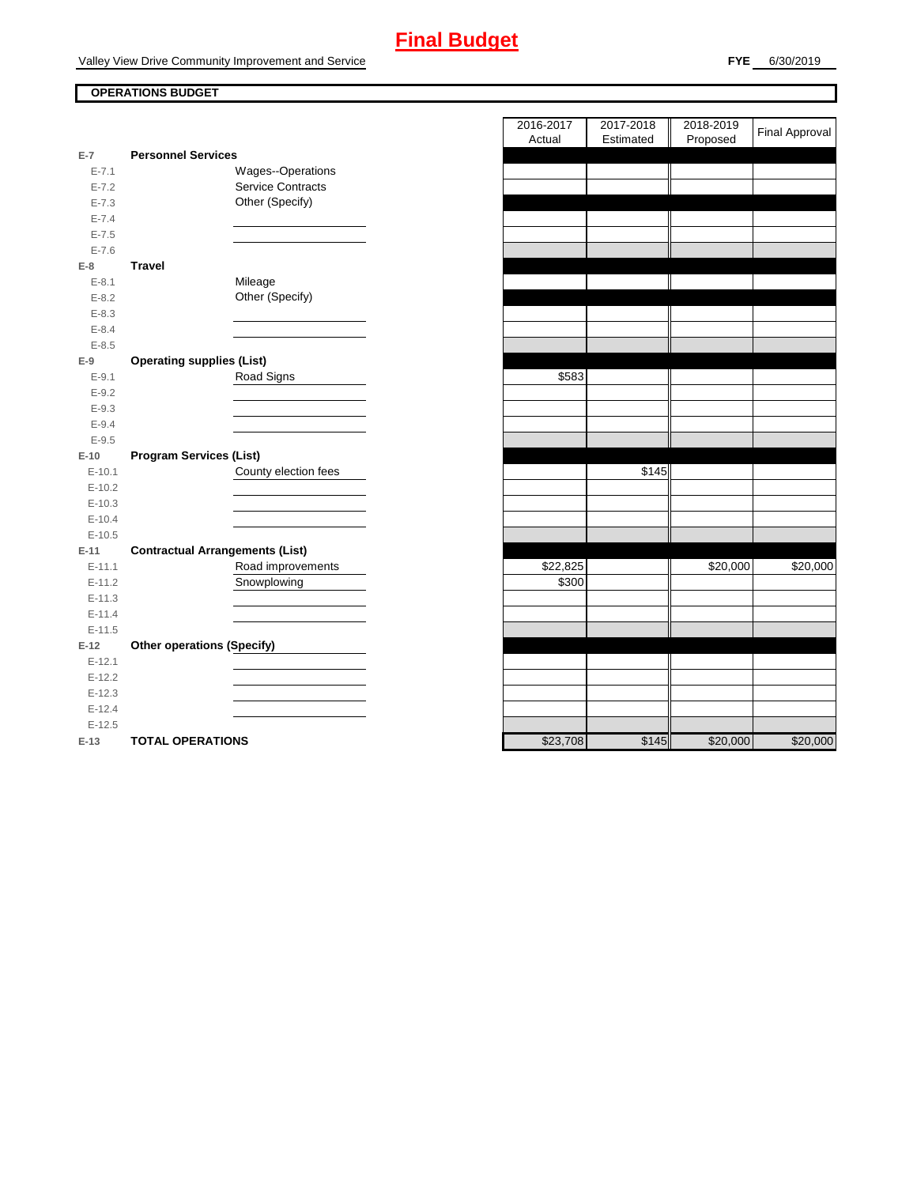# Final Budget

Valley View Drive Community Improvement and Service

**FYE** 6/30/2019

## OPERATIONS BUDGET

| | | | 2016-2017 Actual | 2017-2018 Estimated | 2018-2019 Proposed | Final Approval |
|---|---|---|---|---|---|---|
| **E-7** | **Personnel Services** | | | | | |
| E-7.1 | | Wages--Operations | | | | |
| E-7.2 | | Service Contracts | | | | |
| E-7.3 | | Other (Specify) | | | | |
| E-7.4 | | | | | | |
| E-7.5 | | | | | | |
| E-7.6 | | | | | | |
| **E-8** | **Travel** | | | | | |
| E-8.1 | | Mileage | | | | |
| E-8.2 | | Other (Specify) | | | | |
| E-8.3 | | | | | | |
| E-8.4 | | | | | | |
| E-8.5 | | | | | | |
| **E-9** | **Operating supplies (List)** | | | | | |
| E-9.1 | | Road Signs | $583 | | | |
| E-9.2 | | | | | | |
| E-9.3 | | | | | | |
| E-9.4 | | | | | | |
| E-9.5 | | | | | | |
| **E-10** | **Program Services (List)** | | | | | |
| E-10.1 | | County election fees | | $145 | | |
| E-10.2 | | | | | | |
| E-10.3 | | | | | | |
| E-10.4 | | | | | | |
| E-10.5 | | | | | | |
| **E-11** | **Contractual Arrangements (List)** | | | | | |
| E-11.1 | | Road improvements | $22,825 | | $20,000 | $20,000 |
| E-11.2 | | Snowplowing | $300 | | | |
| E-11.3 | | | | | | |
| E-11.4 | | | | | | |
| E-11.5 | | | | | | |
| **E-12** | **Other operations (Specify)** | | | | | |
| E-12.1 | | | | | | |
| E-12.2 | | | | | | |
| E-12.3 | | | | | | |
| E-12.4 | | | | | | |
| E-12.5 | | | | | | |
| **E-13** | **TOTAL OPERATIONS** | | $23,708 | $145 | $20,000 | $20,000 |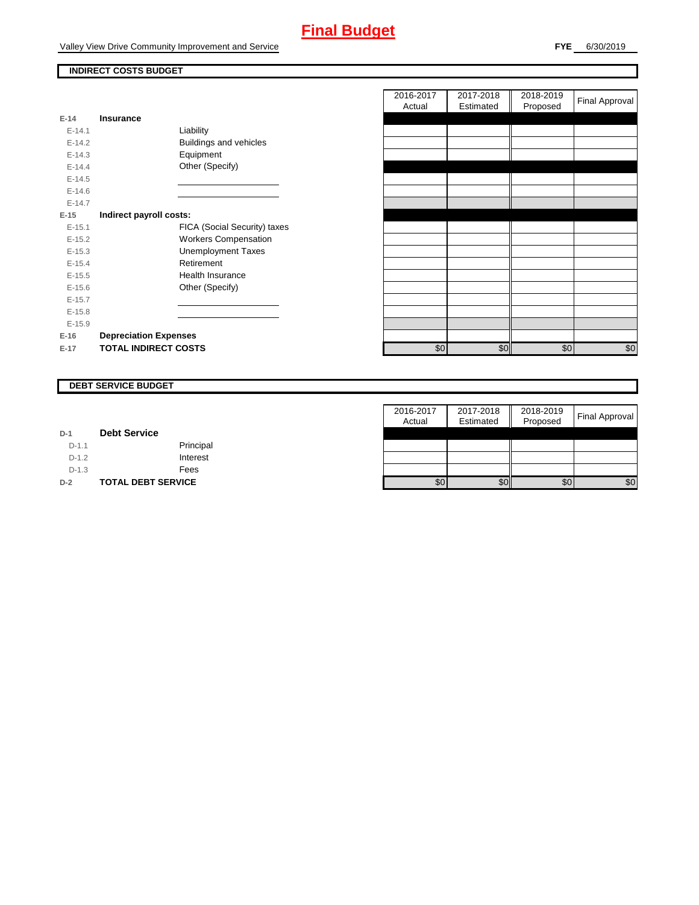# Final Budget

Valley View Drive Community Improvement and Service

**FYE** 6/30/2019

## INDIRECT COSTS BUDGET

| | | | 2016-2017 Actual | 2017-2018 Estimated | 2018-2019 Proposed | Final Approval |
|---|---|---|---|---|---|---|
| **E-14** | **Insurance** | | | | | |
| E-14.1 | | Liability | | | | |
| E-14.2 | | Buildings and vehicles | | | | |
| E-14.3 | | Equipment | | | | |
| E-14.4 | | Other (Specify) | | | | |
| E-14.5 | | | | | | |
| E-14.6 | | | | | | |
| E-14.7 | | | | | | |
| **E-15** | **Indirect payroll costs:** | | | | | |
| E-15.1 | | FICA (Social Security) taxes | | | | |
| E-15.2 | | Workers Compensation | | | | |
| E-15.3 | | Unemployment Taxes | | | | |
| E-15.4 | | Retirement | | | | |
| E-15.5 | | Health Insurance | | | | |
| E-15.6 | | Other (Specify) | | | | |
| E-15.7 | | | | | | |
| E-15.8 | | | | | | |
| E-15.9 | | | | | | |
| **E-16** | **Depreciation Expenses** | | | | | |
| **E-17** | **TOTAL INDIRECT COSTS** | | $0 | $0 | $0 | $0 |

## DEBT SERVICE BUDGET

| | | | 2016-2017 Actual | 2017-2018 Estimated | 2018-2019 Proposed | Final Approval |
|---|---|---|---|---|---|---|
| **D-1** | **Debt Service** | | | | | |
| D-1.1 | | Principal | | | | |
| D-1.2 | | Interest | | | | |
| D-1.3 | | Fees | | | | |
| **D-2** | **TOTAL DEBT SERVICE** | | $0 | $0 | $0 | $0 |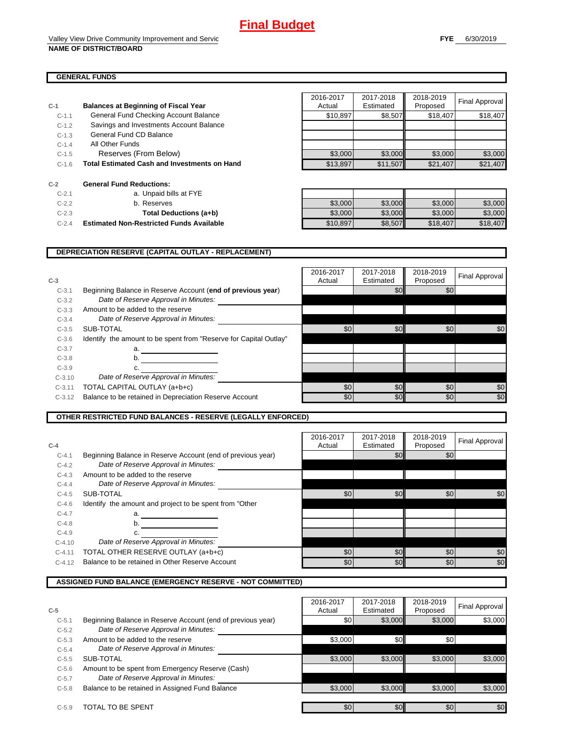# Final Budget

Valley View Drive Community Improvement and Servic
**NAME OF DISTRICT/BOARD**

**FYE** 6/30/2019

**GENERAL FUNDS**

| | | 2016-2017 Actual | 2017-2018 Estimated | 2018-2019 Proposed | Final Approval |
|---|---|---|---|---|---|
| C-1 | **Balances at Beginning of Fiscal Year** | | | | |
| C-1.1 | General Fund Checking Account Balance | $10,897 | $8,507 | $18,407 | $18,407 |
| C-1.2 | Savings and Investments Account Balance | | | | |
| C-1.3 | General Fund CD Balance | | | | |
| C-1.4 | All Other Funds | | | | |
| C-1.5 | Reserves (From Below) | $3,000 | $3,000 | $3,000 | $3,000 |
| C-1.6 | **Total Estimated Cash and Investments on Hand** | $13,897 | $11,507 | $21,407 | $21,407 |
| C-2 | **General Fund Reductions:** | | | | |
| C-2.1 | a. Unpaid bills at FYE | | | | |
| C-2.2 | b. Reserves | $3,000 | $3,000 | $3,000 | $3,000 |
| C-2.3 | **Total Deductions (a+b)** | $3,000 | $3,000 | $3,000 | $3,000 |
| C-2.4 | **Estimated Non-Restricted Funds Available** | $10,897 | $8,507 | $18,407 | $18,407 |

**DEPRECIATION RESERVE (CAPITAL OUTLAY - REPLACEMENT)**

| C-3 | | 2016-2017 Actual | 2017-2018 Estimated | 2018-2019 Proposed | Final Approval |
|---|---|---|---|---|---|
| C-3.1 | Beginning Balance in Reserve Account (**end of previous year**) | | $0 | $0 | |
| C-3.2 | *Date of Reserve Approval in Minutes:* | | | | |
| C-3.3 | Amount to be added to the reserve | | | | |
| C-3.4 | *Date of Reserve Approval in Minutes:* | | | | |
| C-3.5 | SUB-TOTAL | $0 | $0 | $0 | $0 |
| C-3.6 | Identify the amount to be spent from "Reserve for Capital Outlay" | | | | |
| C-3.7 | a. | | | | |
| C-3.8 | b. | | | | |
| C-3.9 | c. | | | | |
| C-3.10 | *Date of Reserve Approval in Minutes:* | | | | |
| C-3.11 | TOTAL CAPITAL OUTLAY (a+b+c) | $0 | $0 | $0 | $0 |
| C-3.12 | Balance to be retained in Depreciation Reserve Account | $0 | $0 | $0 | $0 |

**OTHER RESTRICTED FUND BALANCES - RESERVE (LEGALLY ENFORCED)**

| C-4 | | 2016-2017 Actual | 2017-2018 Estimated | 2018-2019 Proposed | Final Approval |
|---|---|---|---|---|---|
| C-4.1 | Beginning Balance in Reserve Account (end of previous year) | | $0 | $0 | |
| C-4.2 | *Date of Reserve Approval in Minutes:* | | | | |
| C-4.3 | Amount to be added to the reserve | | | | |
| C-4.4 | *Date of Reserve Approval in Minutes:* | | | | |
| C-4.5 | SUB-TOTAL | $0 | $0 | $0 | $0 |
| C-4.6 | Identify the amount and project to be spent from "Other | | | | |
| C-4.7 | a. | | | | |
| C-4.8 | b. | | | | |
| C-4.9 | c. | | | | |
| C-4.10 | *Date of Reserve Approval in Minutes:* | | | | |
| C-4.11 | TOTAL OTHER RESERVE OUTLAY (a+b+c) | $0 | $0 | $0 | $0 |
| C-4.12 | Balance to be retained in Other Reserve Account | $0 | $0 | $0 | $0 |

**ASSIGNED FUND BALANCE (EMERGENCY RESERVE - NOT COMMITTED)**

| C-5 | | 2016-2017 Actual | 2017-2018 Estimated | 2018-2019 Proposed | Final Approval |
|---|---|---|---|---|---|
| C-5.1 | Beginning Balance in Reserve Account (end of previous year) | $0 | $3,000 | $3,000 | $3,000 |
| C-5.2 | *Date of Reserve Approval in Minutes:* | | | | |
| C-5.3 | Amount to be added to the reserve | $3,000 | $0 | $0 | |
| C-5.4 | *Date of Reserve Approval in Minutes:* | | | | |
| C-5.5 | SUB-TOTAL | $3,000 | $3,000 | $3,000 | $3,000 |
| C-5.6 | Amount to be spent from Emergency Reserve (Cash) | | | | |
| C-5.7 | *Date of Reserve Approval in Minutes:* | | | | |
| C-5.8 | Balance to be retained in Assigned Fund Balance | $3,000 | $3,000 | $3,000 | $3,000 |
| C-5.9 | TOTAL TO BE SPENT | $0 | $0 | $0 | $0 |